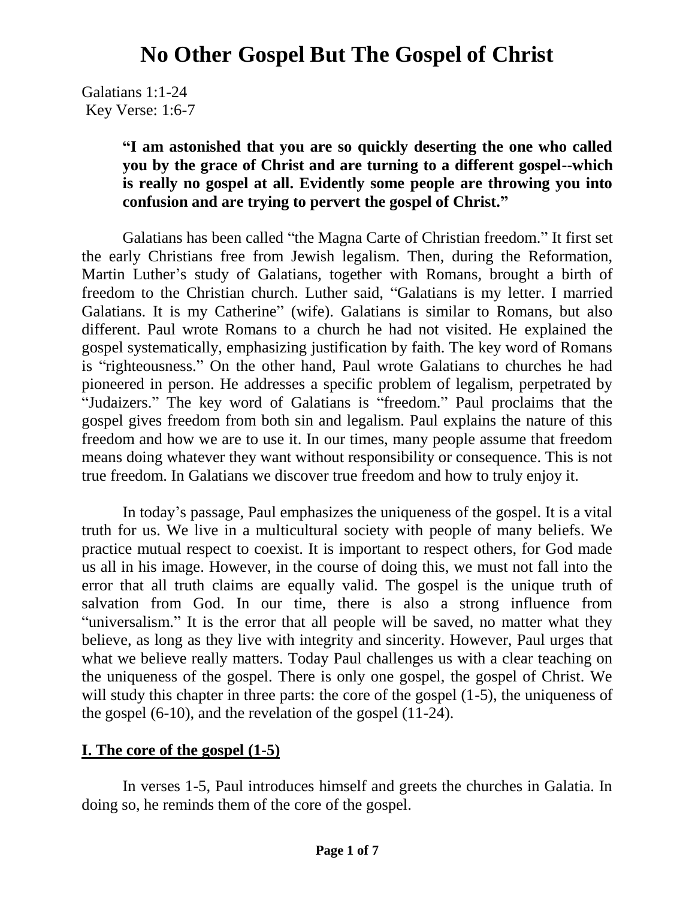# No Other Gospel But The Gospel of Christ

Galatians 1:1-24
Key Verse: 1:6-7

> **"I am astonished that you are so quickly deserting the one who called you by the grace of Christ and are turning to a different gospel--which is really no gospel at all. Evidently some people are throwing you into confusion and are trying to pervert the gospel of Christ."**

Galatians has been called "the Magna Carte of Christian freedom." It first set the early Christians free from Jewish legalism. Then, during the Reformation, Martin Luther's study of Galatians, together with Romans, brought a birth of freedom to the Christian church. Luther said, "Galatians is my letter. I married Galatians. It is my Catherine" (wife). Galatians is similar to Romans, but also different. Paul wrote Romans to a church he had not visited. He explained the gospel systematically, emphasizing justification by faith. The key word of Romans is "righteousness." On the other hand, Paul wrote Galatians to churches he had pioneered in person. He addresses a specific problem of legalism, perpetrated by "Judaizers." The key word of Galatians is "freedom." Paul proclaims that the gospel gives freedom from both sin and legalism. Paul explains the nature of this freedom and how we are to use it. In our times, many people assume that freedom means doing whatever they want without responsibility or consequence. This is not true freedom. In Galatians we discover true freedom and how to truly enjoy it.

In today's passage, Paul emphasizes the uniqueness of the gospel. It is a vital truth for us. We live in a multicultural society with people of many beliefs. We practice mutual respect to coexist. It is important to respect others, for God made us all in his image. However, in the course of doing this, we must not fall into the error that all truth claims are equally valid. The gospel is the unique truth of salvation from God. In our time, there is also a strong influence from "universalism." It is the error that all people will be saved, no matter what they believe, as long as they live with integrity and sincerity. However, Paul urges that what we believe really matters. Today Paul challenges us with a clear teaching on the uniqueness of the gospel. There is only one gospel, the gospel of Christ. We will study this chapter in three parts: the core of the gospel (1-5), the uniqueness of the gospel (6-10), and the revelation of the gospel (11-24).

## I. The core of the gospel (1-5)

In verses 1-5, Paul introduces himself and greets the churches in Galatia. In doing so, he reminds them of the core of the gospel.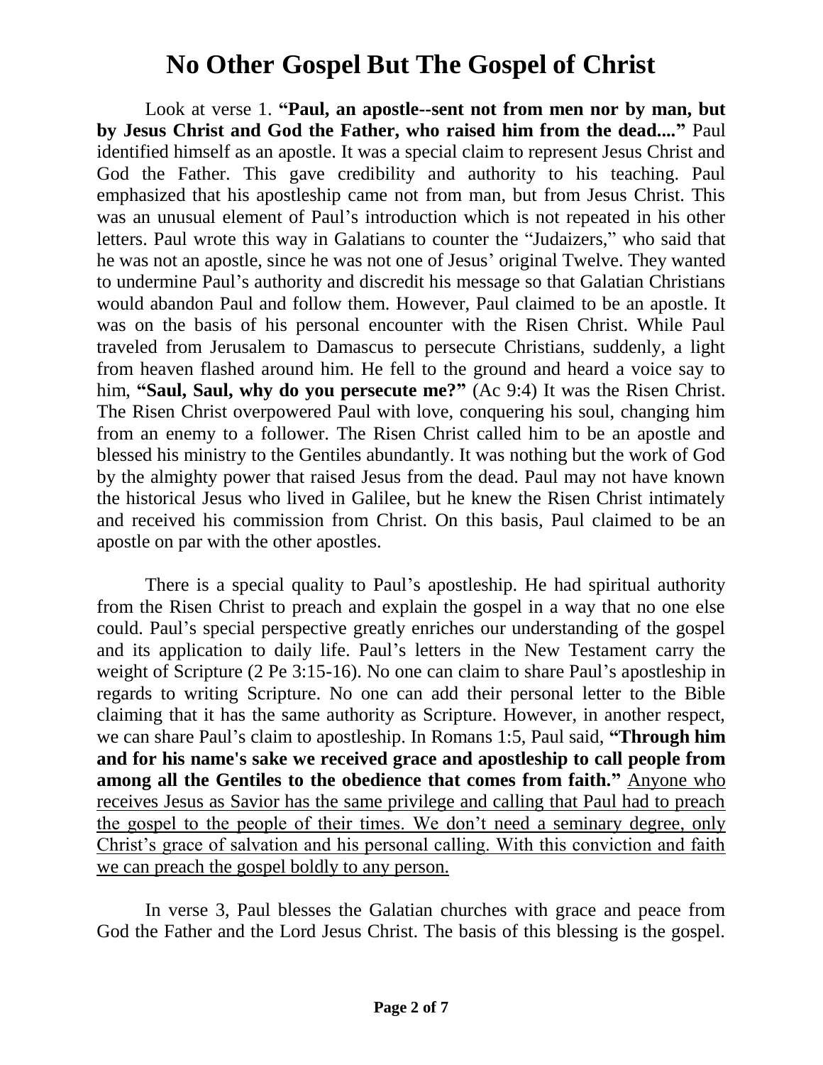# No Other Gospel But The Gospel of Christ

Look at verse 1. **"Paul, an apostle--sent not from men nor by man, but by Jesus Christ and God the Father, who raised him from the dead...."** Paul identified himself as an apostle. It was a special claim to represent Jesus Christ and God the Father. This gave credibility and authority to his teaching. Paul emphasized that his apostleship came not from man, but from Jesus Christ. This was an unusual element of Paul's introduction which is not repeated in his other letters. Paul wrote this way in Galatians to counter the "Judaizers," who said that he was not an apostle, since he was not one of Jesus' original Twelve. They wanted to undermine Paul's authority and discredit his message so that Galatian Christians would abandon Paul and follow them. However, Paul claimed to be an apostle. It was on the basis of his personal encounter with the Risen Christ. While Paul traveled from Jerusalem to Damascus to persecute Christians, suddenly, a light from heaven flashed around him. He fell to the ground and heard a voice say to him, **"Saul, Saul, why do you persecute me?"** (Ac 9:4) It was the Risen Christ. The Risen Christ overpowered Paul with love, conquering his soul, changing him from an enemy to a follower. The Risen Christ called him to be an apostle and blessed his ministry to the Gentiles abundantly. It was nothing but the work of God by the almighty power that raised Jesus from the dead. Paul may not have known the historical Jesus who lived in Galilee, but he knew the Risen Christ intimately and received his commission from Christ. On this basis, Paul claimed to be an apostle on par with the other apostles.

There is a special quality to Paul's apostleship. He had spiritual authority from the Risen Christ to preach and explain the gospel in a way that no one else could. Paul's special perspective greatly enriches our understanding of the gospel and its application to daily life. Paul's letters in the New Testament carry the weight of Scripture (2 Pe 3:15-16). No one can claim to share Paul's apostleship in regards to writing Scripture. No one can add their personal letter to the Bible claiming that it has the same authority as Scripture. However, in another respect, we can share Paul's claim to apostleship. In Romans 1:5, Paul said, **"Through him and for his name's sake we received grace and apostleship to call people from among all the Gentiles to the obedience that comes from faith."** <u>Anyone who receives Jesus as Savior has the same privilege and calling that Paul had to preach the gospel to the people of their times. We don't need a seminary degree, only Christ's grace of salvation and his personal calling. With this conviction and faith we can preach the gospel boldly to any person.</u>

In verse 3, Paul blesses the Galatian churches with grace and peace from God the Father and the Lord Jesus Christ. The basis of this blessing is the gospel.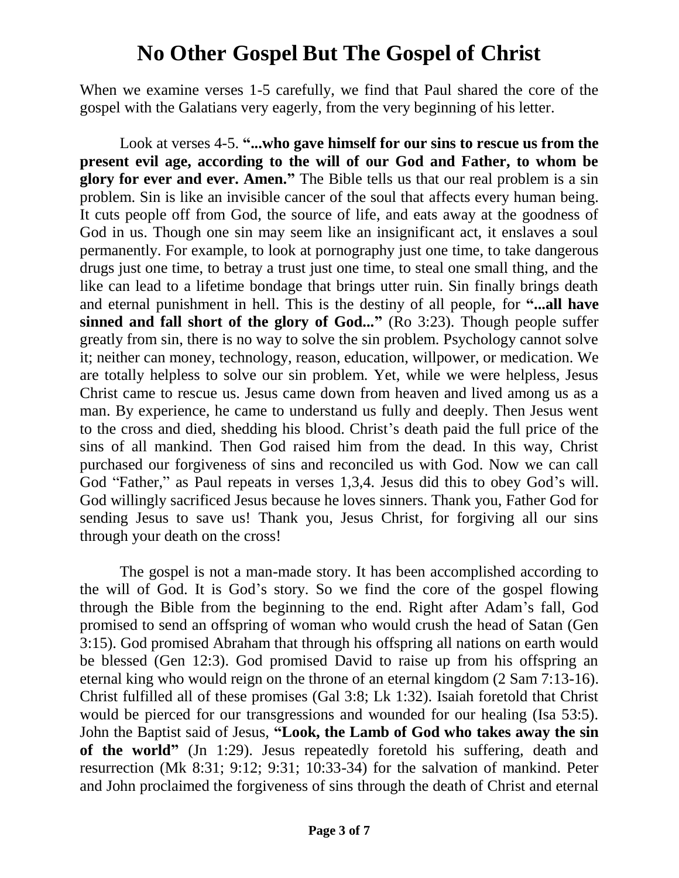# No Other Gospel But The Gospel of Christ

When we examine verses 1-5 carefully, we find that Paul shared the core of the gospel with the Galatians very eagerly, from the very beginning of his letter.

Look at verses 4-5. **"...who gave himself for our sins to rescue us from the present evil age, according to the will of our God and Father, to whom be glory for ever and ever. Amen."** The Bible tells us that our real problem is a sin problem. Sin is like an invisible cancer of the soul that affects every human being. It cuts people off from God, the source of life, and eats away at the goodness of God in us. Though one sin may seem like an insignificant act, it enslaves a soul permanently. For example, to look at pornography just one time, to take dangerous drugs just one time, to betray a trust just one time, to steal one small thing, and the like can lead to a lifetime bondage that brings utter ruin. Sin finally brings death and eternal punishment in hell. This is the destiny of all people, for **"...all have sinned and fall short of the glory of God..."** (Ro 3:23). Though people suffer greatly from sin, there is no way to solve the sin problem. Psychology cannot solve it; neither can money, technology, reason, education, willpower, or medication. We are totally helpless to solve our sin problem. Yet, while we were helpless, Jesus Christ came to rescue us. Jesus came down from heaven and lived among us as a man. By experience, he came to understand us fully and deeply. Then Jesus went to the cross and died, shedding his blood. Christ's death paid the full price of the sins of all mankind. Then God raised him from the dead. In this way, Christ purchased our forgiveness of sins and reconciled us with God. Now we can call God "Father," as Paul repeats in verses 1,3,4. Jesus did this to obey God's will. God willingly sacrificed Jesus because he loves sinners. Thank you, Father God for sending Jesus to save us! Thank you, Jesus Christ, for forgiving all our sins through your death on the cross!

The gospel is not a man-made story. It has been accomplished according to the will of God. It is God's story. So we find the core of the gospel flowing through the Bible from the beginning to the end. Right after Adam's fall, God promised to send an offspring of woman who would crush the head of Satan (Gen 3:15). God promised Abraham that through his offspring all nations on earth would be blessed (Gen 12:3). God promised David to raise up from his offspring an eternal king who would reign on the throne of an eternal kingdom (2 Sam 7:13-16). Christ fulfilled all of these promises (Gal 3:8; Lk 1:32). Isaiah foretold that Christ would be pierced for our transgressions and wounded for our healing (Isa 53:5). John the Baptist said of Jesus, **"Look, the Lamb of God who takes away the sin of the world"** (Jn 1:29). Jesus repeatedly foretold his suffering, death and resurrection (Mk 8:31; 9:12; 9:31; 10:33-34) for the salvation of mankind. Peter and John proclaimed the forgiveness of sins through the death of Christ and eternal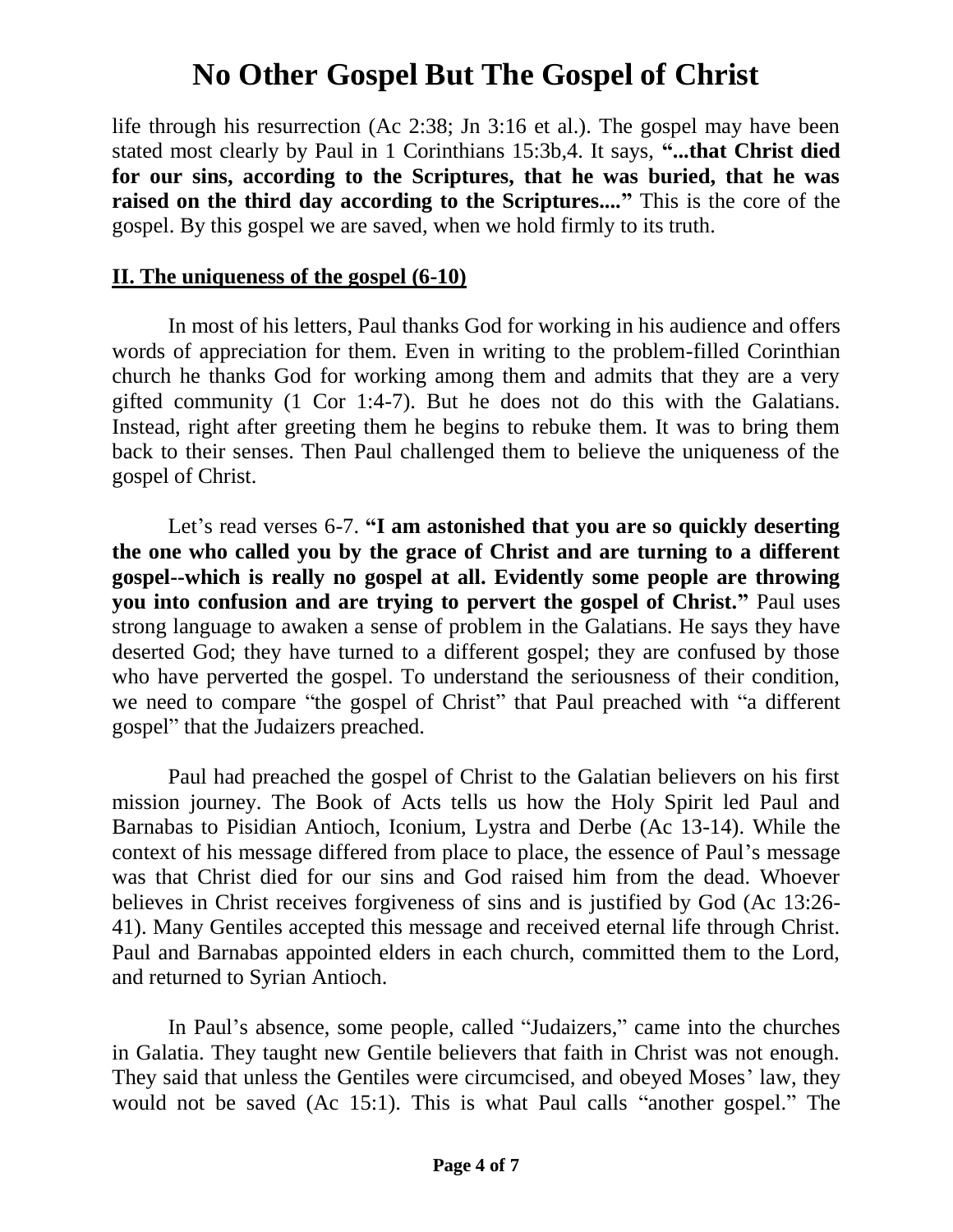life through his resurrection (Ac 2:38; Jn 3:16 et al.). The gospel may have been stated most clearly by Paul in 1 Corinthians 15:3b,4. It says, **"...that Christ died for our sins, according to the Scriptures, that he was buried, that he was raised on the third day according to the Scriptures...."** This is the core of the gospel. By this gospel we are saved, when we hold firmly to its truth.

## **II. The uniqueness of the gospel (6-10)**

In most of his letters, Paul thanks God for working in his audience and offers words of appreciation for them. Even in writing to the problem-filled Corinthian church he thanks God for working among them and admits that they are a very gifted community (1 Cor 1:4-7). But he does not do this with the Galatians. Instead, right after greeting them he begins to rebuke them. It was to bring them back to their senses. Then Paul challenged them to believe the uniqueness of the gospel of Christ.

Let's read verses 6-7. **"I am astonished that you are so quickly deserting the one who called you by the grace of Christ and are turning to a different gospel--which is really no gospel at all. Evidently some people are throwing you into confusion and are trying to pervert the gospel of Christ."** Paul uses strong language to awaken a sense of problem in the Galatians. He says they have deserted God; they have turned to a different gospel; they are confused by those who have perverted the gospel. To understand the seriousness of their condition, we need to compare "the gospel of Christ" that Paul preached with "a different gospel" that the Judaizers preached.

Paul had preached the gospel of Christ to the Galatian believers on his first mission journey. The Book of Acts tells us how the Holy Spirit led Paul and Barnabas to Pisidian Antioch, Iconium, Lystra and Derbe (Ac 13-14). While the context of his message differed from place to place, the essence of Paul's message was that Christ died for our sins and God raised him from the dead. Whoever believes in Christ receives forgiveness of sins and is justified by God (Ac 13:26-41). Many Gentiles accepted this message and received eternal life through Christ. Paul and Barnabas appointed elders in each church, committed them to the Lord, and returned to Syrian Antioch.

In Paul's absence, some people, called "Judaizers," came into the churches in Galatia. They taught new Gentile believers that faith in Christ was not enough. They said that unless the Gentiles were circumcised, and obeyed Moses' law, they would not be saved (Ac 15:1). This is what Paul calls "another gospel." The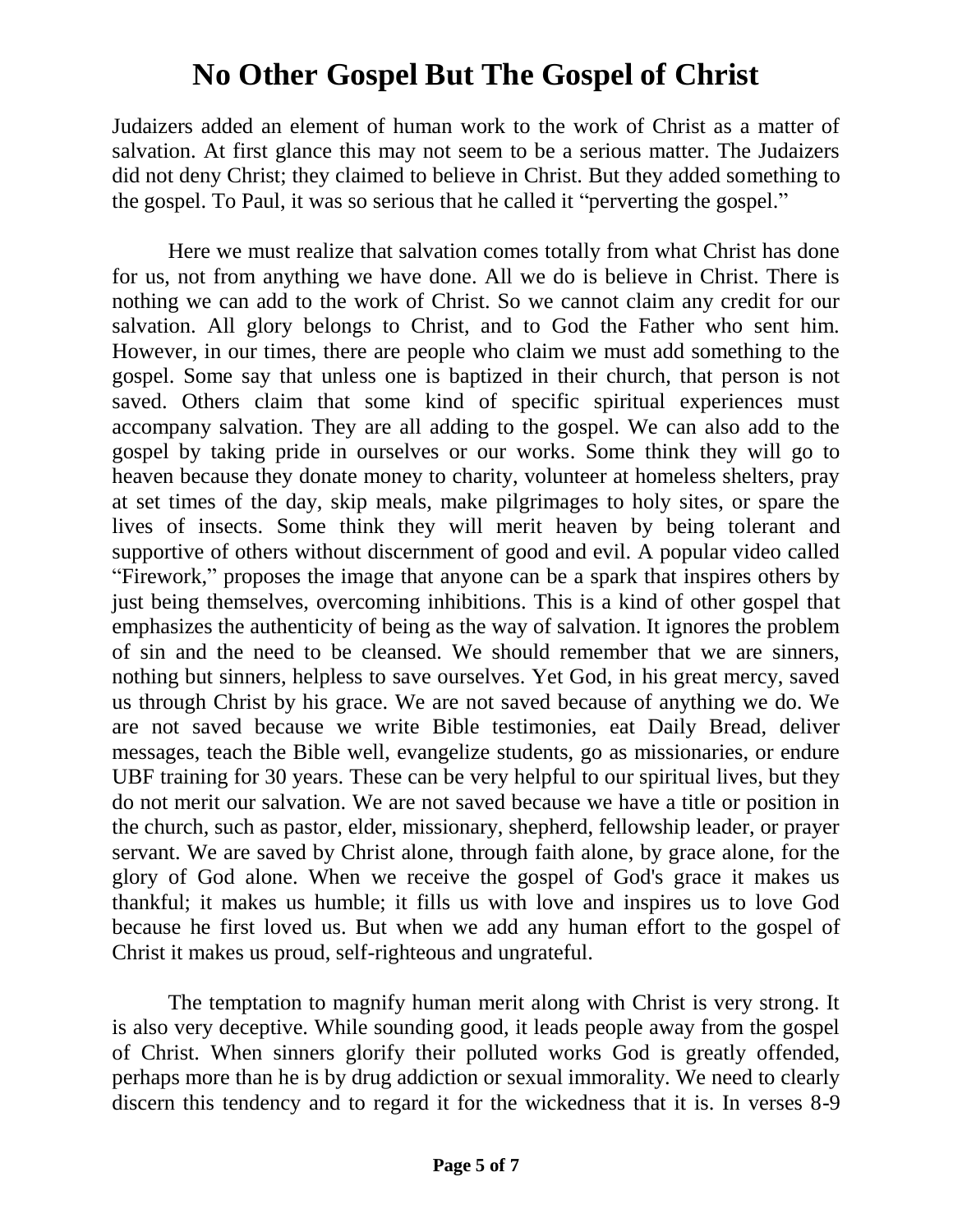# No Other Gospel But The Gospel of Christ

Judaizers added an element of human work to the work of Christ as a matter of salvation. At first glance this may not seem to be a serious matter. The Judaizers did not deny Christ; they claimed to believe in Christ. But they added something to the gospel. To Paul, it was so serious that he called it "perverting the gospel."

Here we must realize that salvation comes totally from what Christ has done for us, not from anything we have done. All we do is believe in Christ. There is nothing we can add to the work of Christ. So we cannot claim any credit for our salvation. All glory belongs to Christ, and to God the Father who sent him. However, in our times, there are people who claim we must add something to the gospel. Some say that unless one is baptized in their church, that person is not saved. Others claim that some kind of specific spiritual experiences must accompany salvation. They are all adding to the gospel. We can also add to the gospel by taking pride in ourselves or our works. Some think they will go to heaven because they donate money to charity, volunteer at homeless shelters, pray at set times of the day, skip meals, make pilgrimages to holy sites, or spare the lives of insects. Some think they will merit heaven by being tolerant and supportive of others without discernment of good and evil. A popular video called "Firework," proposes the image that anyone can be a spark that inspires others by just being themselves, overcoming inhibitions. This is a kind of other gospel that emphasizes the authenticity of being as the way of salvation. It ignores the problem of sin and the need to be cleansed. We should remember that we are sinners, nothing but sinners, helpless to save ourselves. Yet God, in his great mercy, saved us through Christ by his grace. We are not saved because of anything we do. We are not saved because we write Bible testimonies, eat Daily Bread, deliver messages, teach the Bible well, evangelize students, go as missionaries, or endure UBF training for 30 years. These can be very helpful to our spiritual lives, but they do not merit our salvation. We are not saved because we have a title or position in the church, such as pastor, elder, missionary, shepherd, fellowship leader, or prayer servant. We are saved by Christ alone, through faith alone, by grace alone, for the glory of God alone. When we receive the gospel of God's grace it makes us thankful; it makes us humble; it fills us with love and inspires us to love God because he first loved us. But when we add any human effort to the gospel of Christ it makes us proud, self-righteous and ungrateful.

The temptation to magnify human merit along with Christ is very strong. It is also very deceptive. While sounding good, it leads people away from the gospel of Christ. When sinners glorify their polluted works God is greatly offended, perhaps more than he is by drug addiction or sexual immorality. We need to clearly discern this tendency and to regard it for the wickedness that it is. In verses 8-9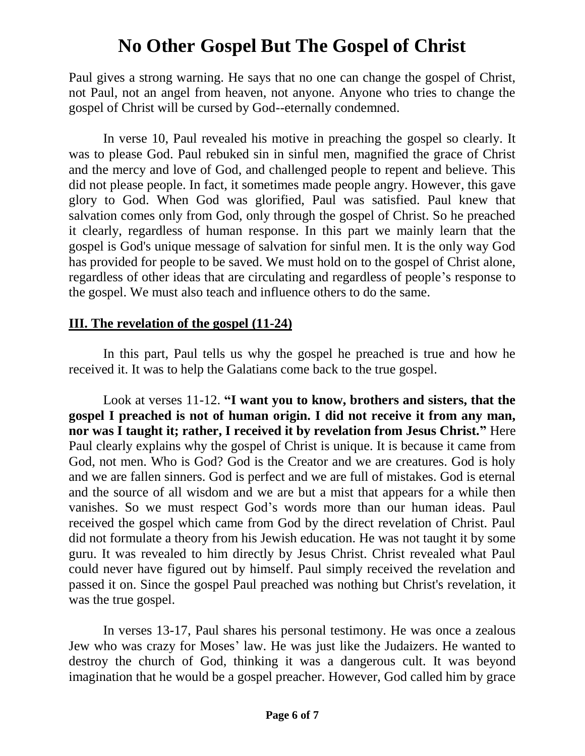# No Other Gospel But The Gospel of Christ

Paul gives a strong warning. He says that no one can change the gospel of Christ, not Paul, not an angel from heaven, not anyone. Anyone who tries to change the gospel of Christ will be cursed by God--eternally condemned.

In verse 10, Paul revealed his motive in preaching the gospel so clearly. It was to please God. Paul rebuked sin in sinful men, magnified the grace of Christ and the mercy and love of God, and challenged people to repent and believe. This did not please people. In fact, it sometimes made people angry. However, this gave glory to God. When God was glorified, Paul was satisfied. Paul knew that salvation comes only from God, only through the gospel of Christ. So he preached it clearly, regardless of human response. In this part we mainly learn that the gospel is God's unique message of salvation for sinful men. It is the only way God has provided for people to be saved. We must hold on to the gospel of Christ alone, regardless of other ideas that are circulating and regardless of people's response to the gospel. We must also teach and influence others to do the same.

## III. The revelation of the gospel (11-24)

In this part, Paul tells us why the gospel he preached is true and how he received it. It was to help the Galatians come back to the true gospel.

Look at verses 11-12. **"I want you to know, brothers and sisters, that the gospel I preached is not of human origin. I did not receive it from any man, nor was I taught it; rather, I received it by revelation from Jesus Christ."** Here Paul clearly explains why the gospel of Christ is unique. It is because it came from God, not men. Who is God? God is the Creator and we are creatures. God is holy and we are fallen sinners. God is perfect and we are full of mistakes. God is eternal and the source of all wisdom and we are but a mist that appears for a while then vanishes. So we must respect God's words more than our human ideas. Paul received the gospel which came from God by the direct revelation of Christ. Paul did not formulate a theory from his Jewish education. He was not taught it by some guru. It was revealed to him directly by Jesus Christ. Christ revealed what Paul could never have figured out by himself. Paul simply received the revelation and passed it on. Since the gospel Paul preached was nothing but Christ's revelation, it was the true gospel.

In verses 13-17, Paul shares his personal testimony. He was once a zealous Jew who was crazy for Moses' law. He was just like the Judaizers. He wanted to destroy the church of God, thinking it was a dangerous cult. It was beyond imagination that he would be a gospel preacher. However, God called him by grace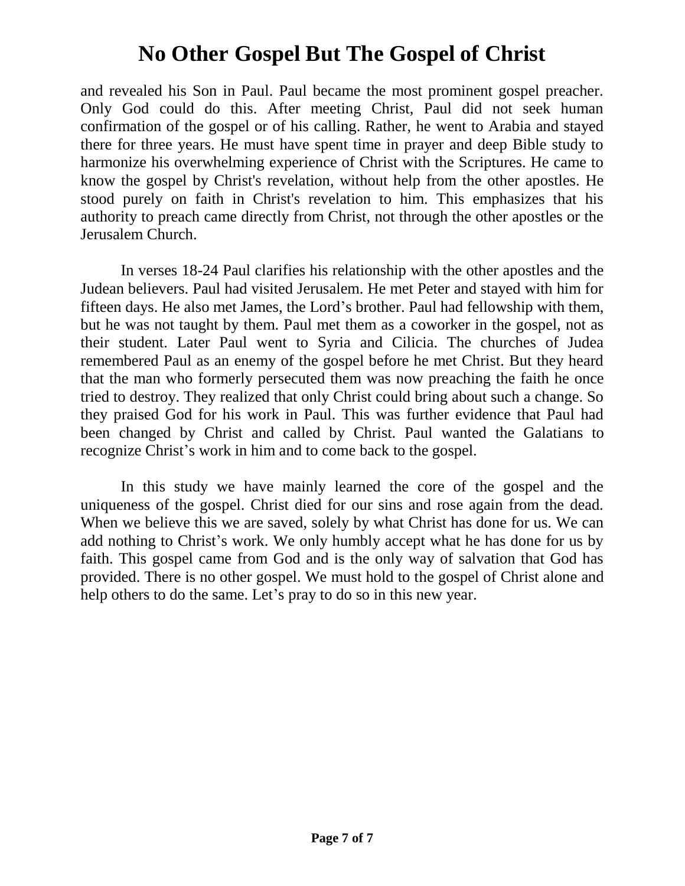and revealed his Son in Paul. Paul became the most prominent gospel preacher. Only God could do this. After meeting Christ, Paul did not seek human confirmation of the gospel or of his calling. Rather, he went to Arabia and stayed there for three years. He must have spent time in prayer and deep Bible study to harmonize his overwhelming experience of Christ with the Scriptures. He came to know the gospel by Christ's revelation, without help from the other apostles. He stood purely on faith in Christ's revelation to him. This emphasizes that his authority to preach came directly from Christ, not through the other apostles or the Jerusalem Church.

In verses 18-24 Paul clarifies his relationship with the other apostles and the Judean believers. Paul had visited Jerusalem. He met Peter and stayed with him for fifteen days. He also met James, the Lord's brother. Paul had fellowship with them, but he was not taught by them. Paul met them as a coworker in the gospel, not as their student. Later Paul went to Syria and Cilicia. The churches of Judea remembered Paul as an enemy of the gospel before he met Christ. But they heard that the man who formerly persecuted them was now preaching the faith he once tried to destroy. They realized that only Christ could bring about such a change. So they praised God for his work in Paul. This was further evidence that Paul had been changed by Christ and called by Christ. Paul wanted the Galatians to recognize Christ's work in him and to come back to the gospel.

In this study we have mainly learned the core of the gospel and the uniqueness of the gospel. Christ died for our sins and rose again from the dead. When we believe this we are saved, solely by what Christ has done for us. We can add nothing to Christ's work. We only humbly accept what he has done for us by faith. This gospel came from God and is the only way of salvation that God has provided. There is no other gospel. We must hold to the gospel of Christ alone and help others to do the same. Let's pray to do so in this new year.